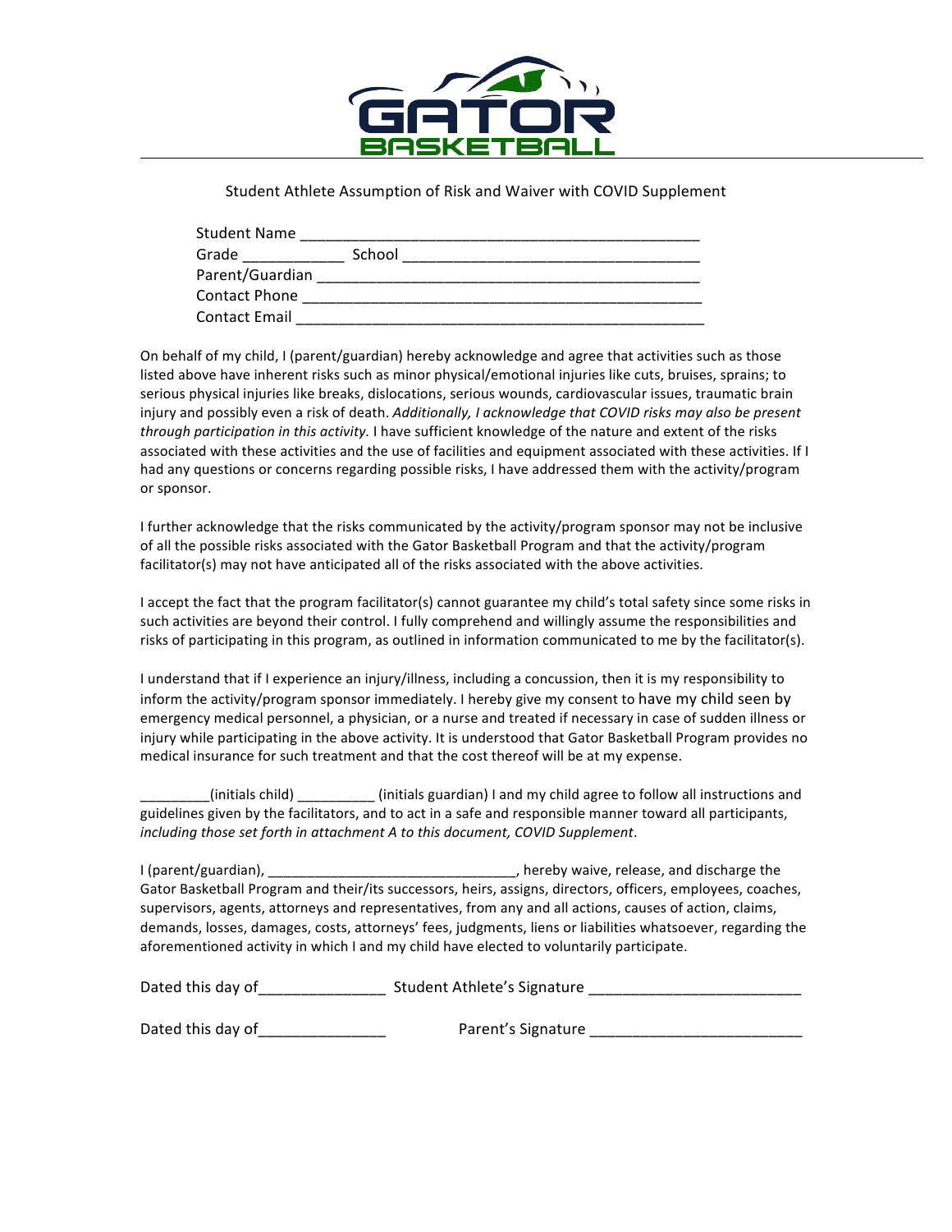# GATOR BASKETBALL

Student Athlete Assumption of Risk and Waiver with COVID Supplement

Student Name _______________________________________________
Grade ___________ School _________________________________
Parent/Guardian ____________________________________________
Contact Phone ______________________________________________
Contact Email _______________________________________________

On behalf of my child, I (parent/guardian) hereby acknowledge and agree that activities such as those listed above have inherent risks such as minor physical/emotional injuries like cuts, bruises, sprains; to serious physical injuries like breaks, dislocations, serious wounds, cardiovascular issues, traumatic brain injury and possibly even a risk of death. *Additionally, I acknowledge that COVID risks may also be present through participation in this activity.* I have sufficient knowledge of the nature and extent of the risks associated with these activities and the use of facilities and equipment associated with these activities. If I had any questions or concerns regarding possible risks, I have addressed them with the activity/program or sponsor.

I further acknowledge that the risks communicated by the activity/program sponsor may not be inclusive of all the possible risks associated with the Gator Basketball Program and that the activity/program facilitator(s) may not have anticipated all of the risks associated with the above activities.

I accept the fact that the program facilitator(s) cannot guarantee my child's total safety since some risks in such activities are beyond their control. I fully comprehend and willingly assume the responsibilities and risks of participating in this program, as outlined in information communicated to me by the facilitator(s).

I understand that if I experience an injury/illness, including a concussion, then it is my responsibility to inform the activity/program sponsor immediately. I hereby give my consent to have my child seen by emergency medical personnel, a physician, or a nurse and treated if necessary in case of sudden illness or injury while participating in the above activity. It is understood that Gator Basketball Program provides no medical insurance for such treatment and that the cost thereof will be at my expense.

_________(initials child) __________ (initials guardian) I and my child agree to follow all instructions and guidelines given by the facilitators, and to act in a safe and responsible manner toward all participants, *including those set forth in attachment A to this document, COVID Supplement*.

I (parent/guardian), _______________________________, hereby waive, release, and discharge the Gator Basketball Program and their/its successors, heirs, assigns, directors, officers, employees, coaches, supervisors, agents, attorneys and representatives, from any and all actions, causes of action, claims, demands, losses, damages, costs, attorneys' fees, judgments, liens or liabilities whatsoever, regarding the aforementioned activity in which I and my child have elected to voluntarily participate.

Dated this day of_______________ Student Athlete's Signature _________________________

Dated this day of_______________ Parent's Signature _________________________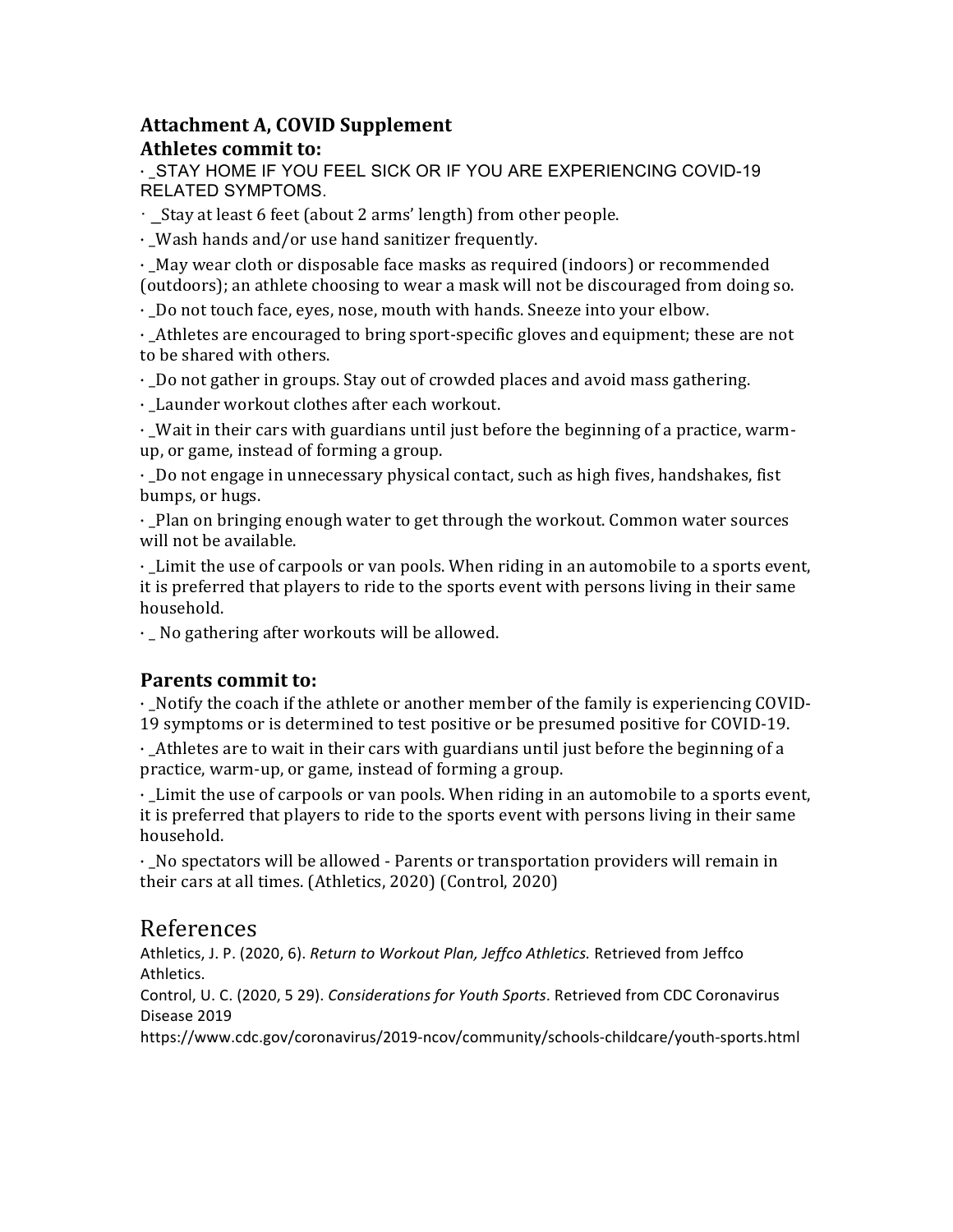### Attachment A, COVID Supplement

### Athletes commit to:

· _STAY HOME IF YOU FEEL SICK OR IF YOU ARE EXPERIENCING COVID-19 RELATED SYMPTOMS.

· _Stay at least 6 feet (about 2 arms' length) from other people.

· _Wash hands and/or use hand sanitizer frequently.

· _May wear cloth or disposable face masks as required (indoors) or recommended (outdoors); an athlete choosing to wear a mask will not be discouraged from doing so.

· _Do not touch face, eyes, nose, mouth with hands. Sneeze into your elbow.

· _Athletes are encouraged to bring sport-specific gloves and equipment; these are not to be shared with others.

· _Do not gather in groups. Stay out of crowded places and avoid mass gathering.

· _Launder workout clothes after each workout.

· _Wait in their cars with guardians until just before the beginning of a practice, warm-up, or game, instead of forming a group.

· _Do not engage in unnecessary physical contact, such as high fives, handshakes, fist bumps, or hugs.

· _Plan on bringing enough water to get through the workout. Common water sources will not be available.

· _Limit the use of carpools or van pools. When riding in an automobile to a sports event, it is preferred that players to ride to the sports event with persons living in their same household.

· _ No gathering after workouts will be allowed.

### Parents commit to:

· _Notify the coach if the athlete or another member of the family is experiencing COVID-19 symptoms or is determined to test positive or be presumed positive for COVID-19.

· _Athletes are to wait in their cars with guardians until just before the beginning of a practice, warm-up, or game, instead of forming a group.

· _Limit the use of carpools or van pools. When riding in an automobile to a sports event, it is preferred that players to ride to the sports event with persons living in their same household.

· _No spectators will be allowed - Parents or transportation providers will remain in their cars at all times. (Athletics, 2020) (Control, 2020)

# References

Athletics, J. P. (2020, 6). *Return to Workout Plan, Jeffco Athletics.* Retrieved from Jeffco Athletics.

Control, U. C. (2020, 5 29). *Considerations for Youth Sports*. Retrieved from CDC Coronavirus Disease 2019 https://www.cdc.gov/coronavirus/2019-ncov/community/schools-childcare/youth-sports.html